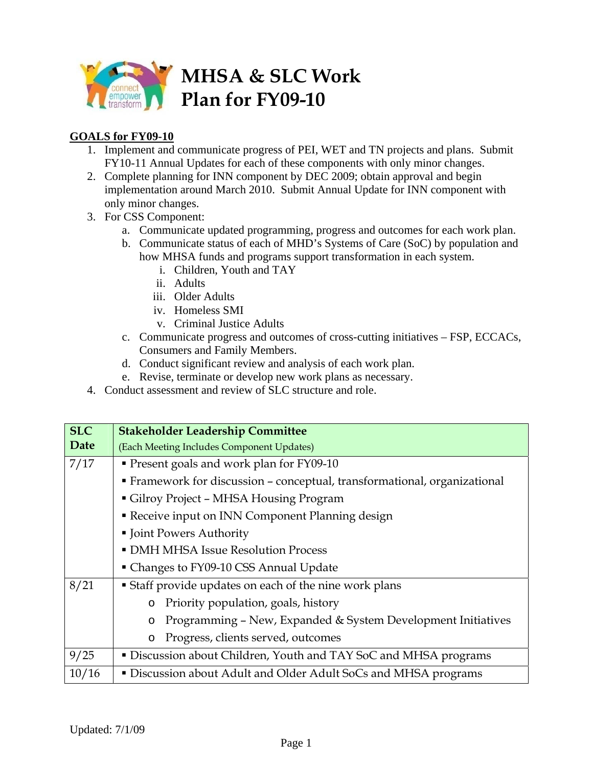# MHSA & SLC Work Plan for FY09-10

**GOALS for FY09-10**

1. Implement and communicate progress of PEI, WET and TN projects and plans. Submit FY10-11 Annual Updates for each of these components with only minor changes.
2. Complete planning for INN component by DEC 2009; obtain approval and begin implementation around March 2010. Submit Annual Update for INN component with only minor changes.
3. For CSS Component:
   a. Communicate updated programming, progress and outcomes for each work plan.
   b. Communicate status of each of MHD's Systems of Care (SoC) by population and how MHSA funds and programs support transformation in each system.
      i. Children, Youth and TAY
      ii. Adults
      iii. Older Adults
      iv. Homeless SMI
      v. Criminal Justice Adults
   c. Communicate progress and outcomes of cross-cutting initiatives – FSP, ECCACs, Consumers and Family Members.
   d. Conduct significant review and analysis of each work plan.
   e. Revise, terminate or develop new work plans as necessary.
4. Conduct assessment and review of SLC structure and role.

| SLC Date | Stakeholder Leadership Committee (Each Meeting Includes Component Updates) |
|---|---|
| 7/17 | ▪ Present goals and work plan for FY09-10<br>▪ Framework for discussion – conceptual, transformational, organizational<br>▪ Gilroy Project – MHSA Housing Program<br>▪ Receive input on INN Component Planning design<br>▪ Joint Powers Authority<br>▪ DMH MHSA Issue Resolution Process<br>▪ Changes to FY09-10 CSS Annual Update |
| 8/21 | ▪ Staff provide updates on each of the nine work plans<br>o Priority population, goals, history<br>o Programming – New, Expanded & System Development Initiatives<br>o Progress, clients served, outcomes |
| 9/25 | ▪ Discussion about Children, Youth and TAY SoC and MHSA programs |
| 10/16 | ▪ Discussion about Adult and Older Adult SoCs and MHSA programs |

Updated: 7/1/09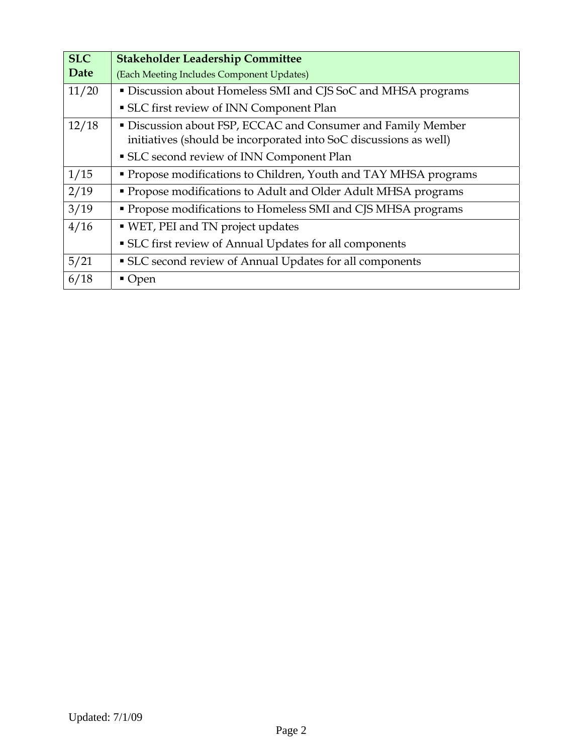| SLC Date | Stakeholder Leadership Committee (Each Meeting Includes Component Updates) |
|---|---|
| 11/20 | ▪ Discussion about Homeless SMI and CJS SoC and MHSA programs<br>▪ SLC first review of INN Component Plan |
| 12/18 | ▪ Discussion about FSP, ECCAC and Consumer and Family Member initiatives (should be incorporated into SoC discussions as well)<br>▪ SLC second review of INN Component Plan |
| 1/15 | ▪ Propose modifications to Children, Youth and TAY MHSA programs |
| 2/19 | ▪ Propose modifications to Adult and Older Adult MHSA programs |
| 3/19 | ▪ Propose modifications to Homeless SMI and CJS MHSA programs |
| 4/16 | ▪ WET, PEI and TN project updates<br>▪ SLC first review of Annual Updates for all components |
| 5/21 | ▪ SLC second review of Annual Updates for all components |
| 6/18 | ▪ Open |

Updated: 7/1/09